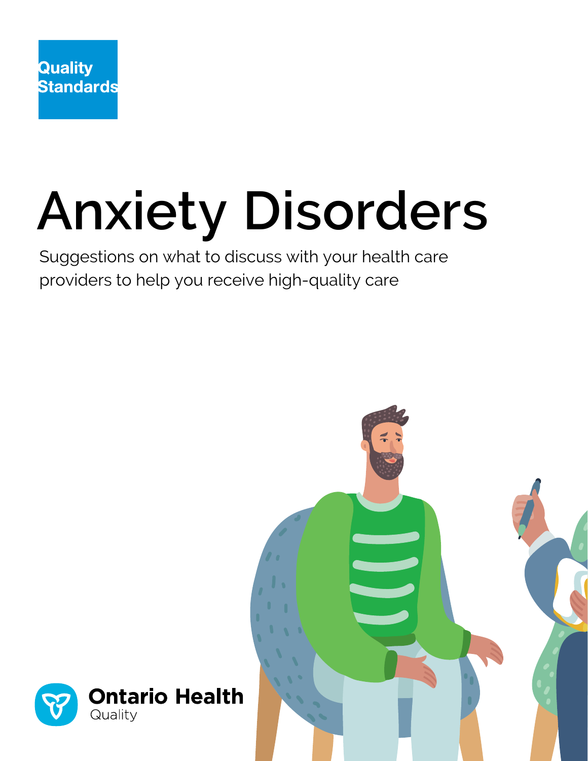Quality Standards

# Anxiety Disorders

Suggestions on what to discuss with your health care providers to help you receive high-quality care

Ontario Health
Quality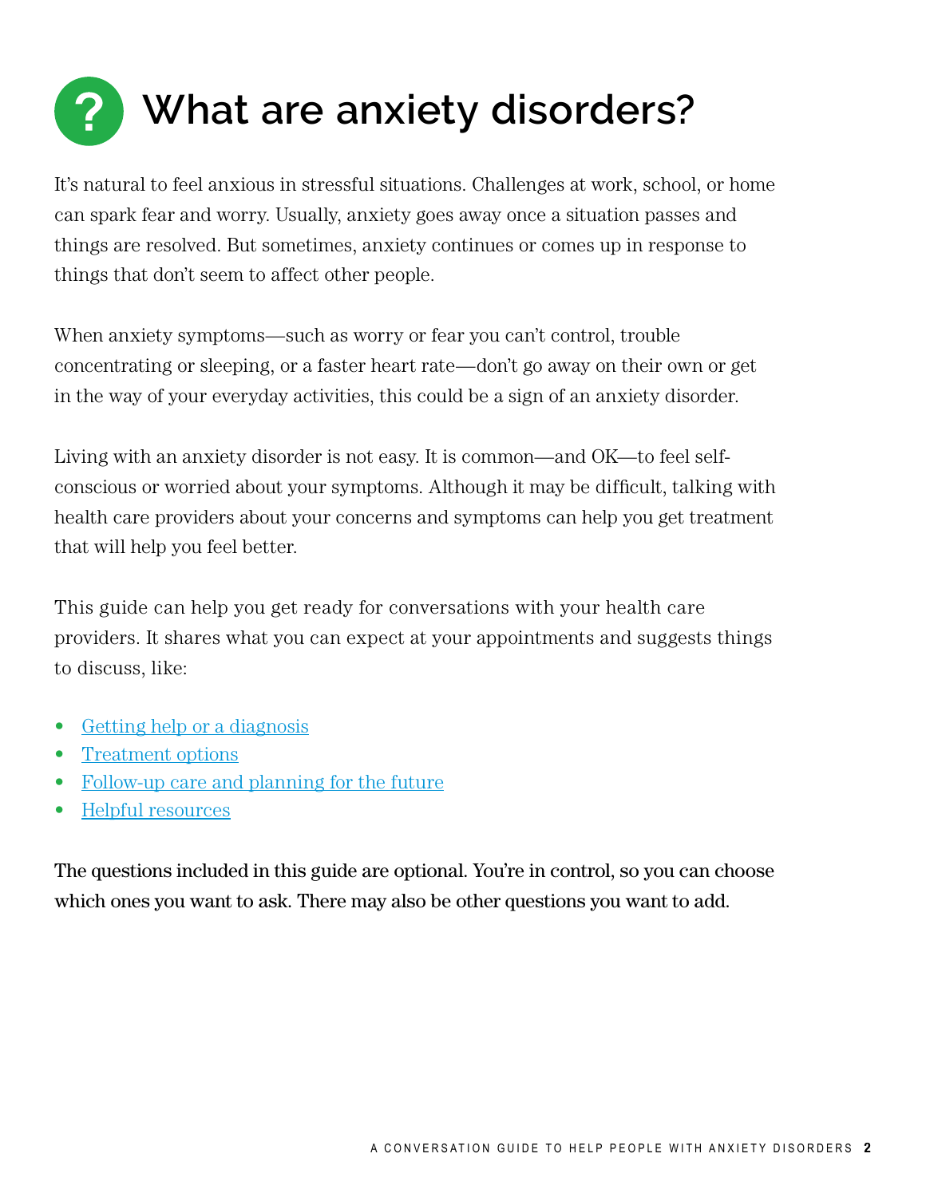# What are anxiety disorders?

It's natural to feel anxious in stressful situations. Challenges at work, school, or home can spark fear and worry. Usually, anxiety goes away once a situation passes and things are resolved. But sometimes, anxiety continues or comes up in response to things that don't seem to affect other people.

When anxiety symptoms—such as worry or fear you can't control, trouble concentrating or sleeping, or a faster heart rate—don't go away on their own or get in the way of your everyday activities, this could be a sign of an anxiety disorder.

Living with an anxiety disorder is not easy. It is common—and OK—to feel self-conscious or worried about your symptoms. Although it may be difficult, talking with health care providers about your concerns and symptoms can help you get treatment that will help you feel better.

This guide can help you get ready for conversations with your health care providers. It shares what you can expect at your appointments and suggests things to discuss, like:

- Getting help or a diagnosis
- Treatment options
- Follow-up care and planning for the future
- Helpful resources

**The questions included in this guide are optional. You're in control, so you can choose which ones you want to ask. There may also be other questions you want to add.**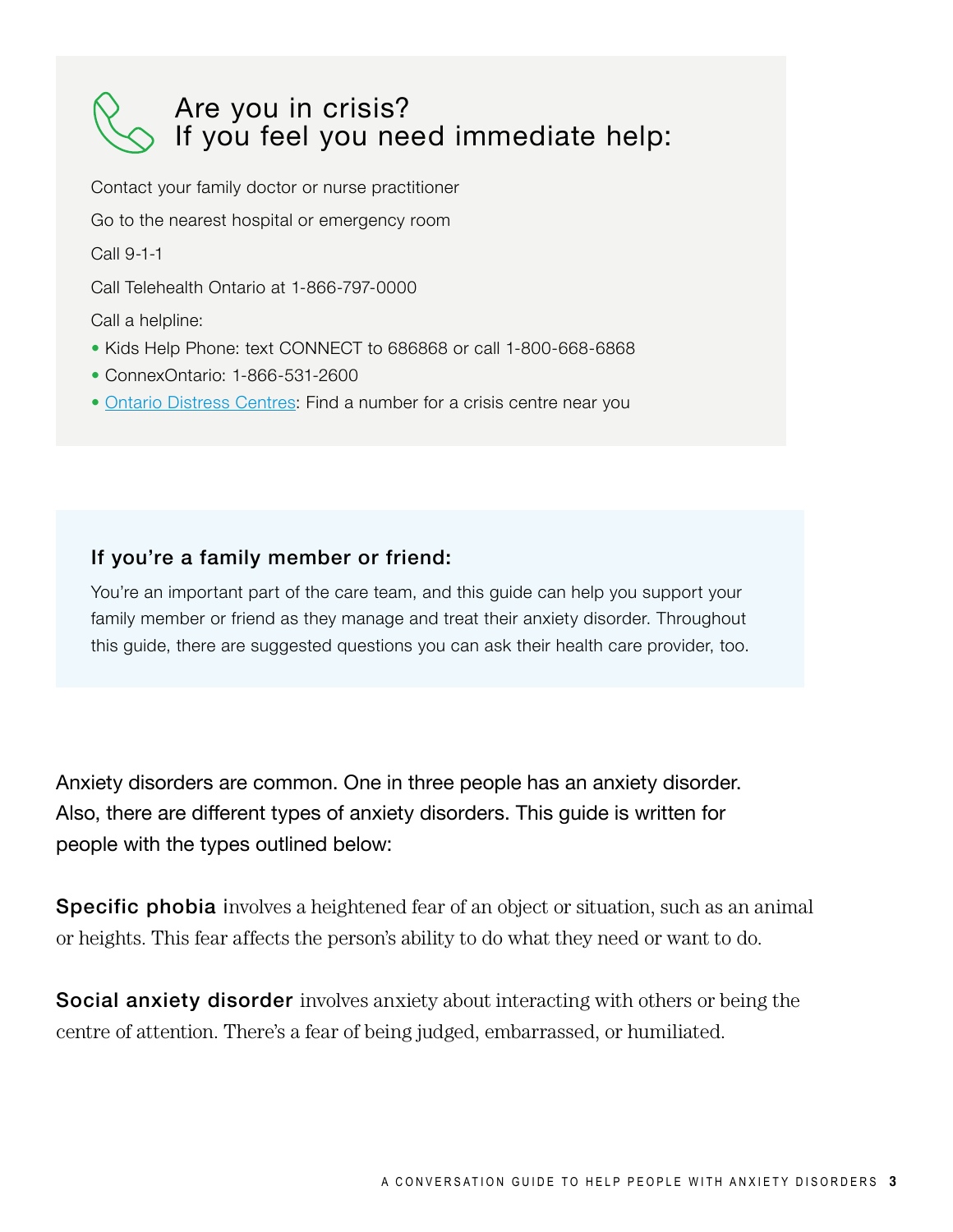## Are you in crisis?
## If you feel you need immediate help:

Contact your family doctor or nurse practitioner

Go to the nearest hospital or emergency room

Call 9-1-1

Call Telehealth Ontario at 1-866-797-0000

Call a helpline:

- Kids Help Phone: text CONNECT to 686868 or call 1-800-668-6868
- ConnexOntario: 1-866-531-2600
- Ontario Distress Centres: Find a number for a crisis centre near you

### If you're a family member or friend:

You're an important part of the care team, and this guide can help you support your family member or friend as they manage and treat their anxiety disorder. Throughout this guide, there are suggested questions you can ask their health care provider, too.

Anxiety disorders are common. One in three people has an anxiety disorder. Also, there are different types of anxiety disorders. This guide is written for people with the types outlined below:

**Specific phobia** involves a heightened fear of an object or situation, such as an animal or heights. This fear affects the person's ability to do what they need or want to do.

**Social anxiety disorder** involves anxiety about interacting with others or being the centre of attention. There's a fear of being judged, embarrassed, or humiliated.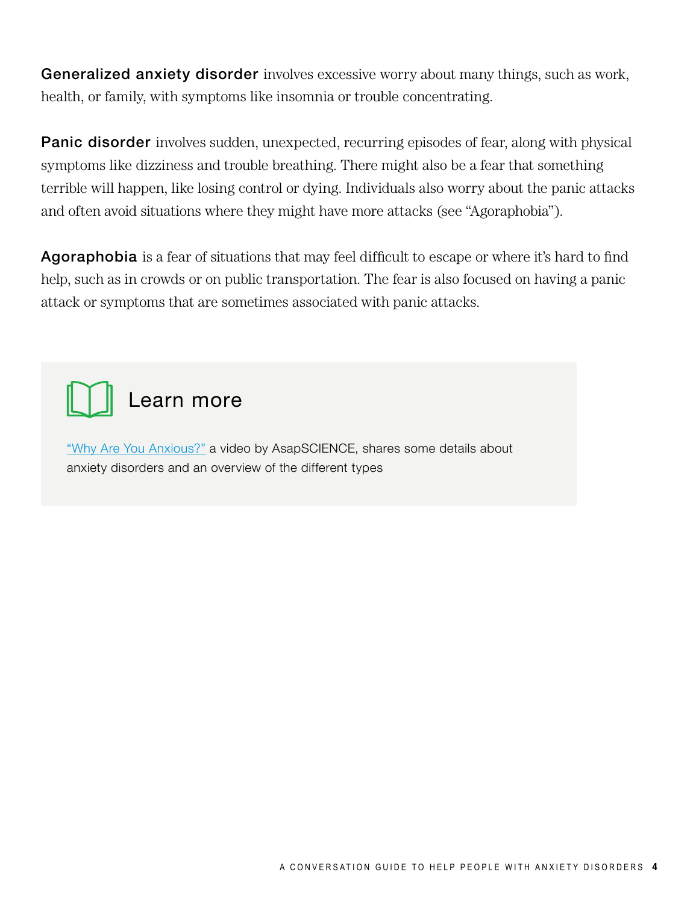**Generalized anxiety disorder** involves excessive worry about many things, such as work, health, or family, with symptoms like insomnia or trouble concentrating.

**Panic disorder** involves sudden, unexpected, recurring episodes of fear, along with physical symptoms like dizziness and trouble breathing. There might also be a fear that something terrible will happen, like losing control or dying. Individuals also worry about the panic attacks and often avoid situations where they might have more attacks (see "Agoraphobia").

**Agoraphobia** is a fear of situations that may feel difficult to escape or where it's hard to find help, such as in crowds or on public transportation. The fear is also focused on having a panic attack or symptoms that are sometimes associated with panic attacks.

## Learn more

"Why Are You Anxious?" a video by AsapSCIENCE, shares some details about anxiety disorders and an overview of the different types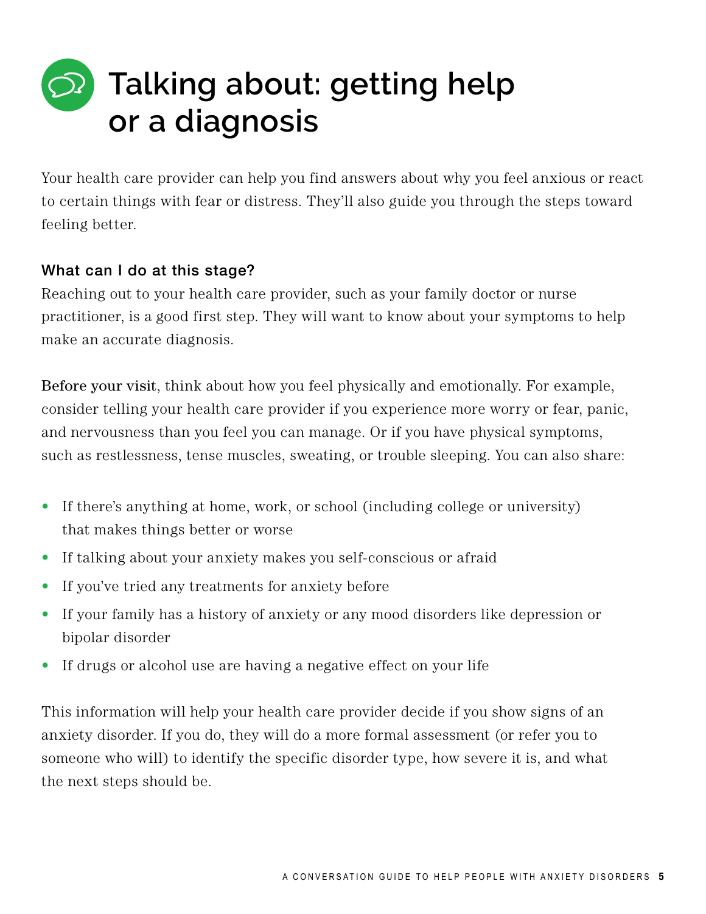# Talking about: getting help or a diagnosis

Your health care provider can help you find answers about why you feel anxious or react to certain things with fear or distress. They'll also guide you through the steps toward feeling better.

### What can I do at this stage?

Reaching out to your health care provider, such as your family doctor or nurse practitioner, is a good first step. They will want to know about your symptoms to help make an accurate diagnosis.

**Before your visit**, think about how you feel physically and emotionally. For example, consider telling your health care provider if you experience more worry or fear, panic, and nervousness than you feel you can manage. Or if you have physical symptoms, such as restlessness, tense muscles, sweating, or trouble sleeping. You can also share:

- If there's anything at home, work, or school (including college or university) that makes things better or worse
- If talking about your anxiety makes you self-conscious or afraid
- If you've tried any treatments for anxiety before
- If your family has a history of anxiety or any mood disorders like depression or bipolar disorder
- If drugs or alcohol use are having a negative effect on your life

This information will help your health care provider decide if you show signs of an anxiety disorder. If you do, they will do a more formal assessment (or refer you to someone who will) to identify the specific disorder type, how severe it is, and what the next steps should be.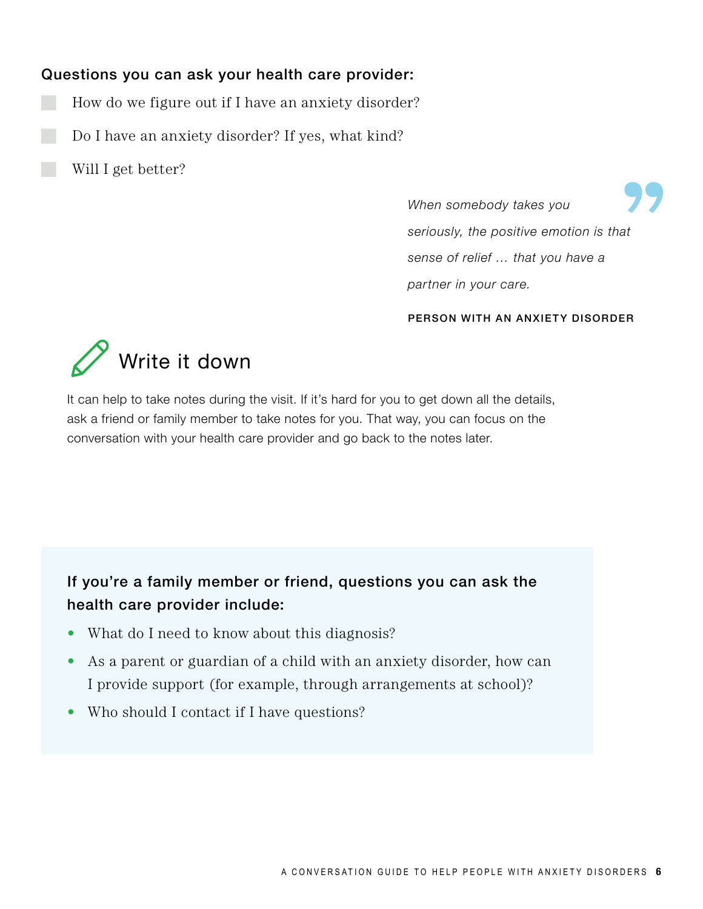**Questions you can ask your health care provider:**

- [ ] How do we figure out if I have an anxiety disorder?
- [ ] Do I have an anxiety disorder? If yes, what kind?
- [ ] Will I get better?

> *When somebody takes you seriously, the positive emotion is that sense of relief … that you have a partner in your care.*
>
> **PERSON WITH AN ANXIETY DISORDER**

## Write it down

It can help to take notes during the visit. If it's hard for you to get down all the details, ask a friend or family member to take notes for you. That way, you can focus on the conversation with your health care provider and go back to the notes later.

**If you're a family member or friend, questions you can ask the health care provider include:**

- What do I need to know about this diagnosis?
- As a parent or guardian of a child with an anxiety disorder, how can I provide support (for example, through arrangements at school)?
- Who should I contact if I have questions?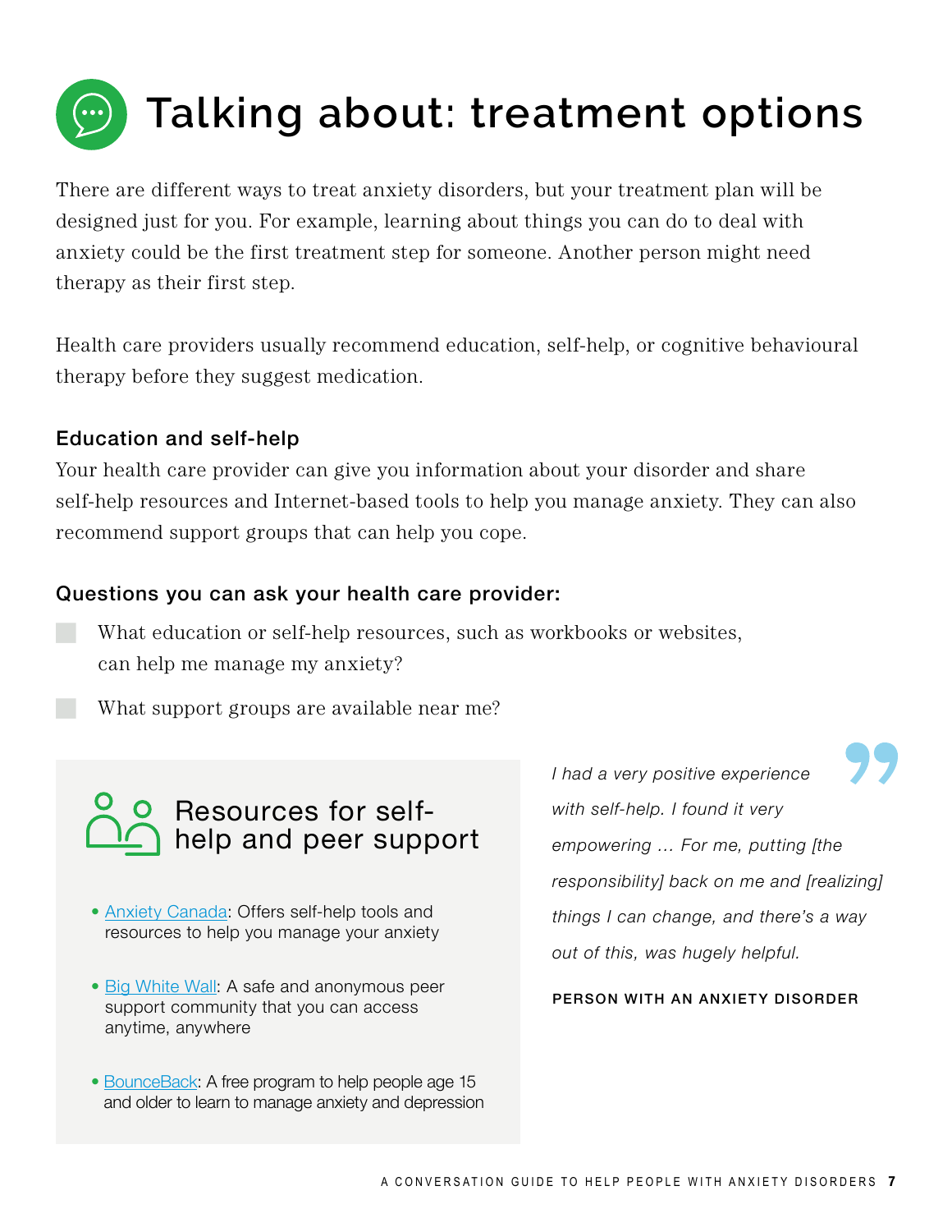# Talking about: treatment options

There are different ways to treat anxiety disorders, but your treatment plan will be designed just for you. For example, learning about things you can do to deal with anxiety could be the first treatment step for someone. Another person might need therapy as their first step.

Health care providers usually recommend education, self-help, or cognitive behavioural therapy before they suggest medication.

### Education and self-help

Your health care provider can give you information about your disorder and share self-help resources and Internet-based tools to help you manage anxiety. They can also recommend support groups that can help you cope.

### Questions you can ask your health care provider:

- What education or self-help resources, such as workbooks or websites, can help me manage my anxiety?
- What support groups are available near me?

## Resources for self-help and peer support

- Anxiety Canada: Offers self-help tools and resources to help you manage your anxiety
- Big White Wall: A safe and anonymous peer support community that you can access anytime, anywhere
- BounceBack: A free program to help people age 15 and older to learn to manage anxiety and depression

*I had a very positive experience with self-help. I found it very empowering ... For me, putting [the responsibility] back on me and [realizing] things I can change, and there's a way out of this, was hugely helpful.*

PERSON WITH AN ANXIETY DISORDER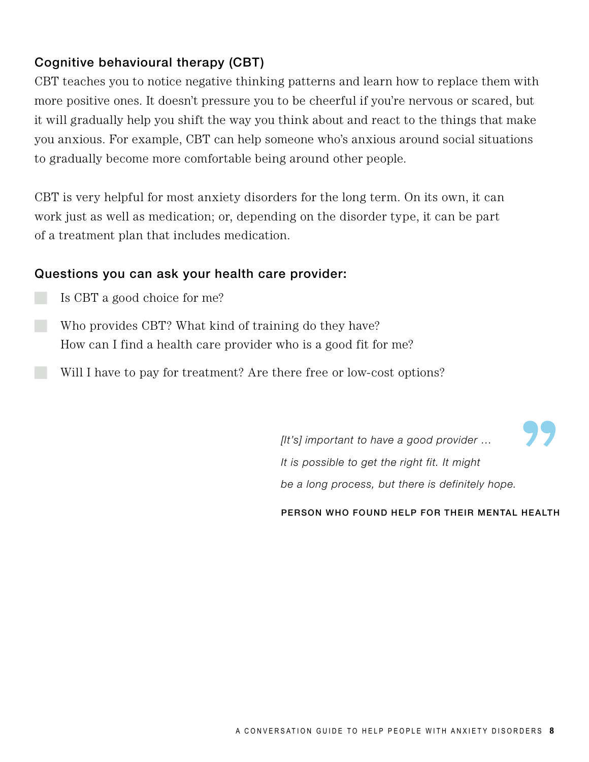### Cognitive behavioural therapy (CBT)

CBT teaches you to notice negative thinking patterns and learn how to replace them with more positive ones. It doesn't pressure you to be cheerful if you're nervous or scared, but it will gradually help you shift the way you think about and react to the things that make you anxious. For example, CBT can help someone who's anxious around social situations to gradually become more comfortable being around other people.

CBT is very helpful for most anxiety disorders for the long term. On its own, it can work just as well as medication; or, depending on the disorder type, it can be part of a treatment plan that includes medication.

### Questions you can ask your health care provider:

- [ ] Is CBT a good choice for me?
- [ ] Who provides CBT? What kind of training do they have? How can I find a health care provider who is a good fit for me?
- [ ] Will I have to pay for treatment? Are there free or low-cost options?

> *[It's] important to have a good provider … It is possible to get the right fit. It might be a long process, but there is definitely hope.*
>
> PERSON WHO FOUND HELP FOR THEIR MENTAL HEALTH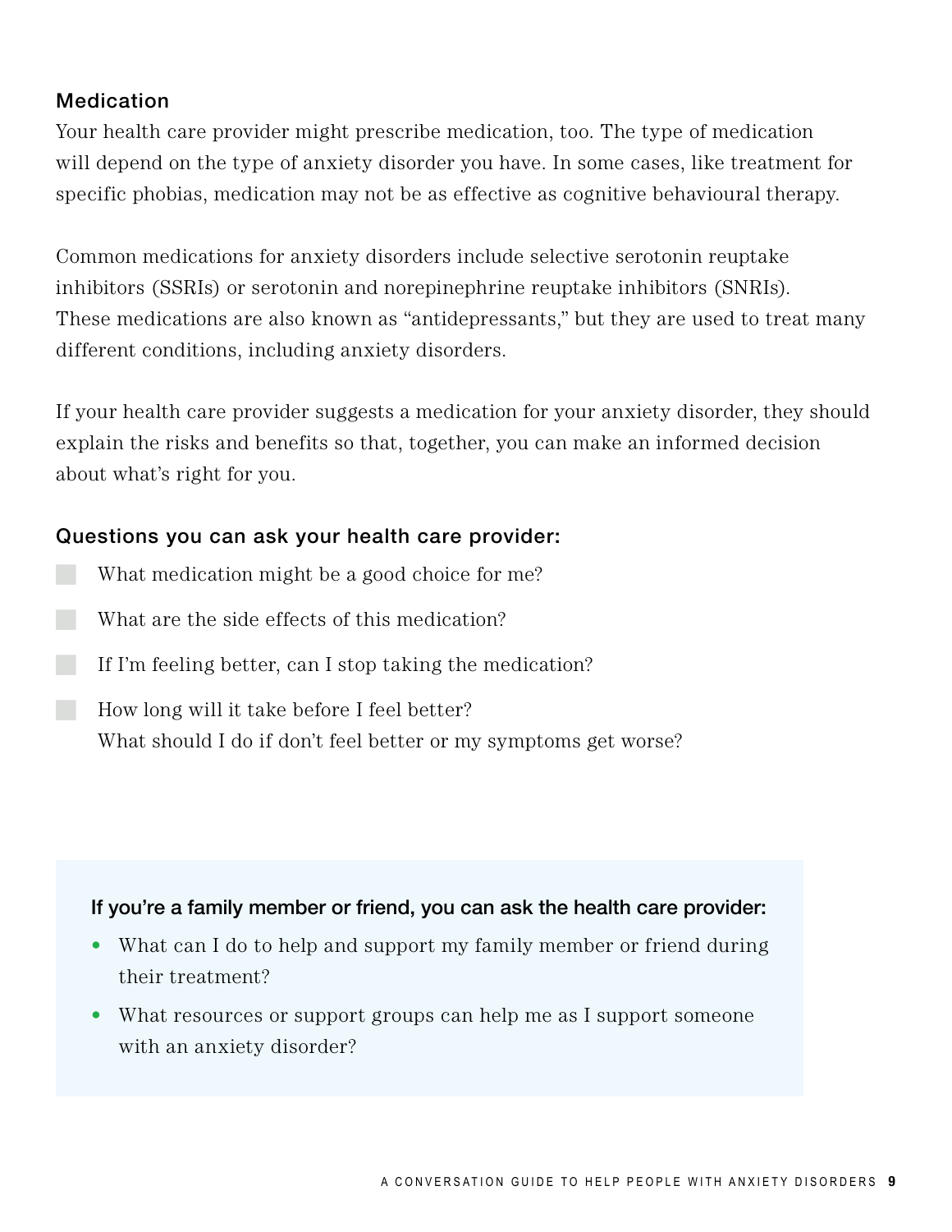## Medication

Your health care provider might prescribe medication, too. The type of medication will depend on the type of anxiety disorder you have. In some cases, like treatment for specific phobias, medication may not be as effective as cognitive behavioural therapy.

Common medications for anxiety disorders include selective serotonin reuptake inhibitors (SSRIs) or serotonin and norepinephrine reuptake inhibitors (SNRIs). These medications are also known as "antidepressants," but they are used to treat many different conditions, including anxiety disorders.

If your health care provider suggests a medication for your anxiety disorder, they should explain the risks and benefits so that, together, you can make an informed decision about what's right for you.

### Questions you can ask your health care provider:

- [ ] What medication might be a good choice for me?
- [ ] What are the side effects of this medication?
- [ ] If I'm feeling better, can I stop taking the medication?
- [ ] How long will it take before I feel better? What should I do if don't feel better or my symptoms get worse?

**If you're a family member or friend, you can ask the health care provider:**

- What can I do to help and support my family member or friend during their treatment?
- What resources or support groups can help me as I support someone with an anxiety disorder?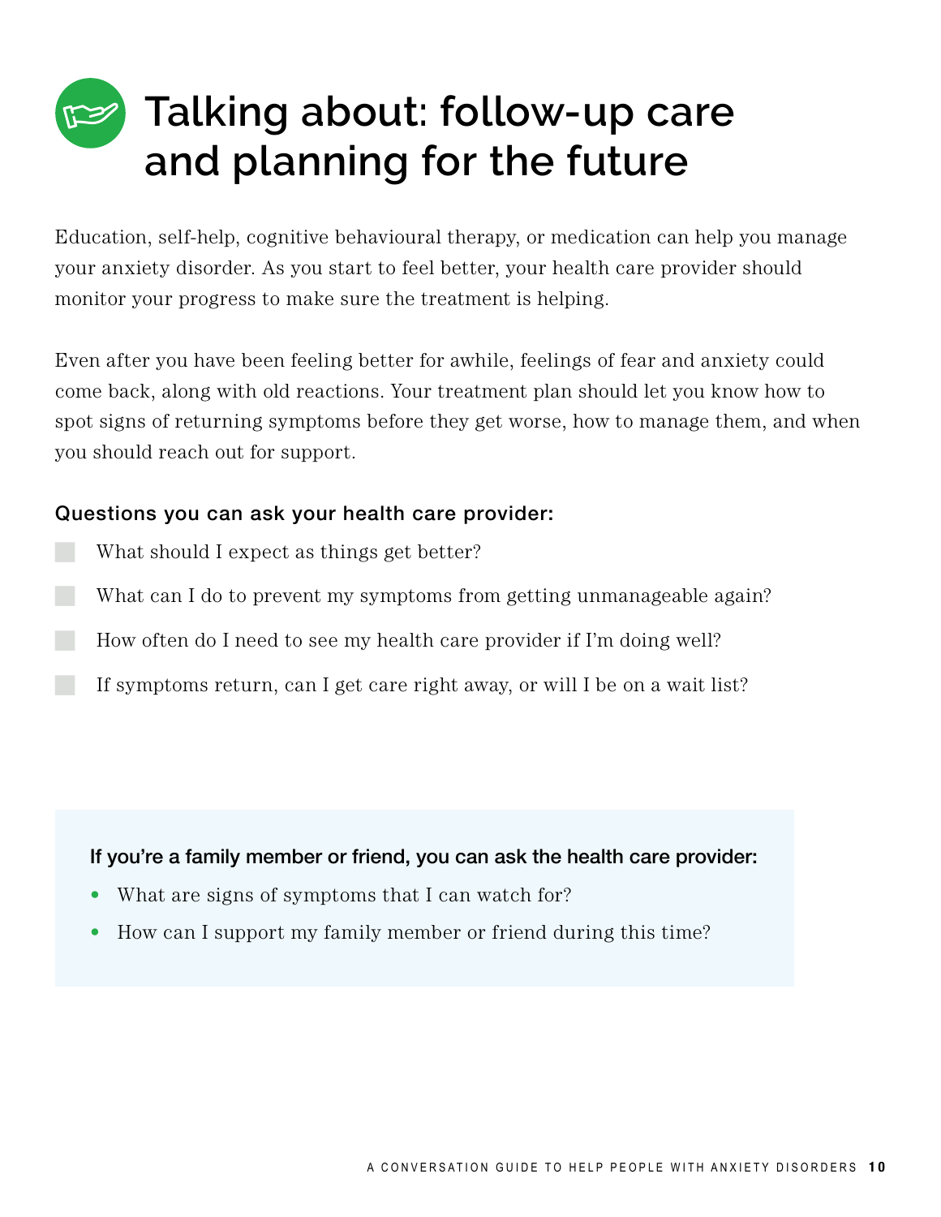# Talking about: follow-up care and planning for the future

Education, self-help, cognitive behavioural therapy, or medication can help you manage your anxiety disorder. As you start to feel better, your health care provider should monitor your progress to make sure the treatment is helping.

Even after you have been feeling better for awhile, feelings of fear and anxiety could come back, along with old reactions. Your treatment plan should let you know how to spot signs of returning symptoms before they get worse, how to manage them, and when you should reach out for support.

### Questions you can ask your health care provider:

- [ ] What should I expect as things get better?
- [ ] What can I do to prevent my symptoms from getting unmanageable again?
- [ ] How often do I need to see my health care provider if I'm doing well?
- [ ] If symptoms return, can I get care right away, or will I be on a wait list?

**If you're a family member or friend, you can ask the health care provider:**

- What are signs of symptoms that I can watch for?
- How can I support my family member or friend during this time?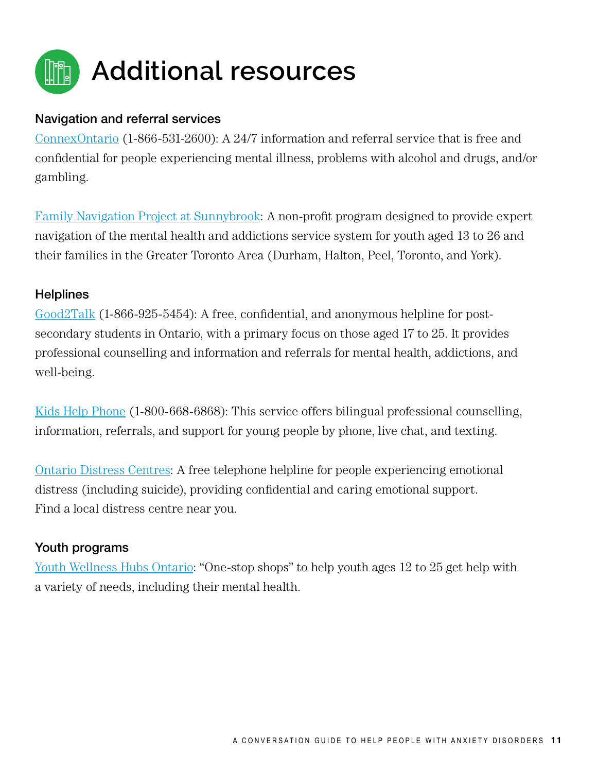# Additional resources

### Navigation and referral services

ConnexOntario (1-866-531-2600): A 24/7 information and referral service that is free and confidential for people experiencing mental illness, problems with alcohol and drugs, and/or gambling.

Family Navigation Project at Sunnybrook: A non-profit program designed to provide expert navigation of the mental health and addictions service system for youth aged 13 to 26 and their families in the Greater Toronto Area (Durham, Halton, Peel, Toronto, and York).

### Helplines

Good2Talk (1-866-925-5454): A free, confidential, and anonymous helpline for post-secondary students in Ontario, with a primary focus on those aged 17 to 25. It provides professional counselling and information and referrals for mental health, addictions, and well-being.

Kids Help Phone (1-800-668-6868): This service offers bilingual professional counselling, information, referrals, and support for young people by phone, live chat, and texting.

Ontario Distress Centres: A free telephone helpline for people experiencing emotional distress (including suicide), providing confidential and caring emotional support. Find a local distress centre near you.

### Youth programs

Youth Wellness Hubs Ontario: "One-stop shops" to help youth ages 12 to 25 get help with a variety of needs, including their mental health.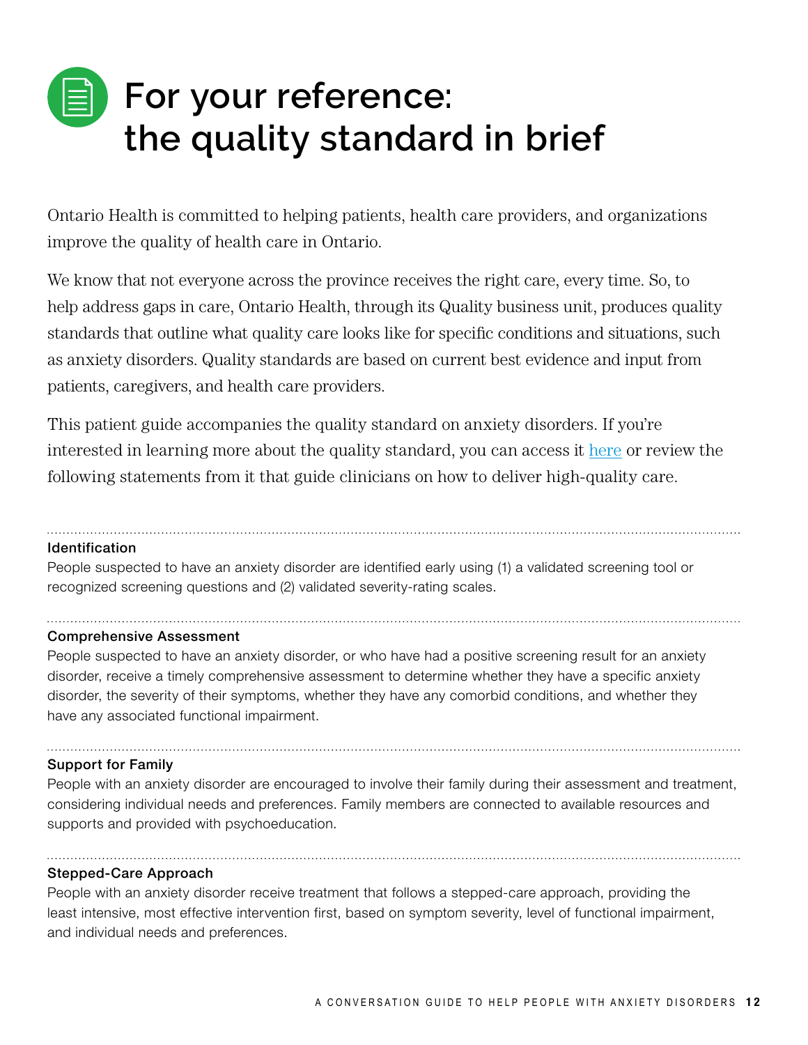# For your reference: the quality standard in brief

Ontario Health is committed to helping patients, health care providers, and organizations improve the quality of health care in Ontario.

We know that not everyone across the province receives the right care, every time. So, to help address gaps in care, Ontario Health, through its Quality business unit, produces quality standards that outline what quality care looks like for specific conditions and situations, such as anxiety disorders. Quality standards are based on current best evidence and input from patients, caregivers, and health care providers.

This patient guide accompanies the quality standard on anxiety disorders. If you're interested in learning more about the quality standard, you can access it here or review the following statements from it that guide clinicians on how to deliver high-quality care.

---

**Identification**

People suspected to have an anxiety disorder are identified early using (1) a validated screening tool or recognized screening questions and (2) validated severity-rating scales.

---

**Comprehensive Assessment**

People suspected to have an anxiety disorder, or who have had a positive screening result for an anxiety disorder, receive a timely comprehensive assessment to determine whether they have a specific anxiety disorder, the severity of their symptoms, whether they have any comorbid conditions, and whether they have any associated functional impairment.

---

**Support for Family**

People with an anxiety disorder are encouraged to involve their family during their assessment and treatment, considering individual needs and preferences. Family members are connected to available resources and supports and provided with psychoeducation.

---

**Stepped-Care Approach**

People with an anxiety disorder receive treatment that follows a stepped-care approach, providing the least intensive, most effective intervention first, based on symptom severity, level of functional impairment, and individual needs and preferences.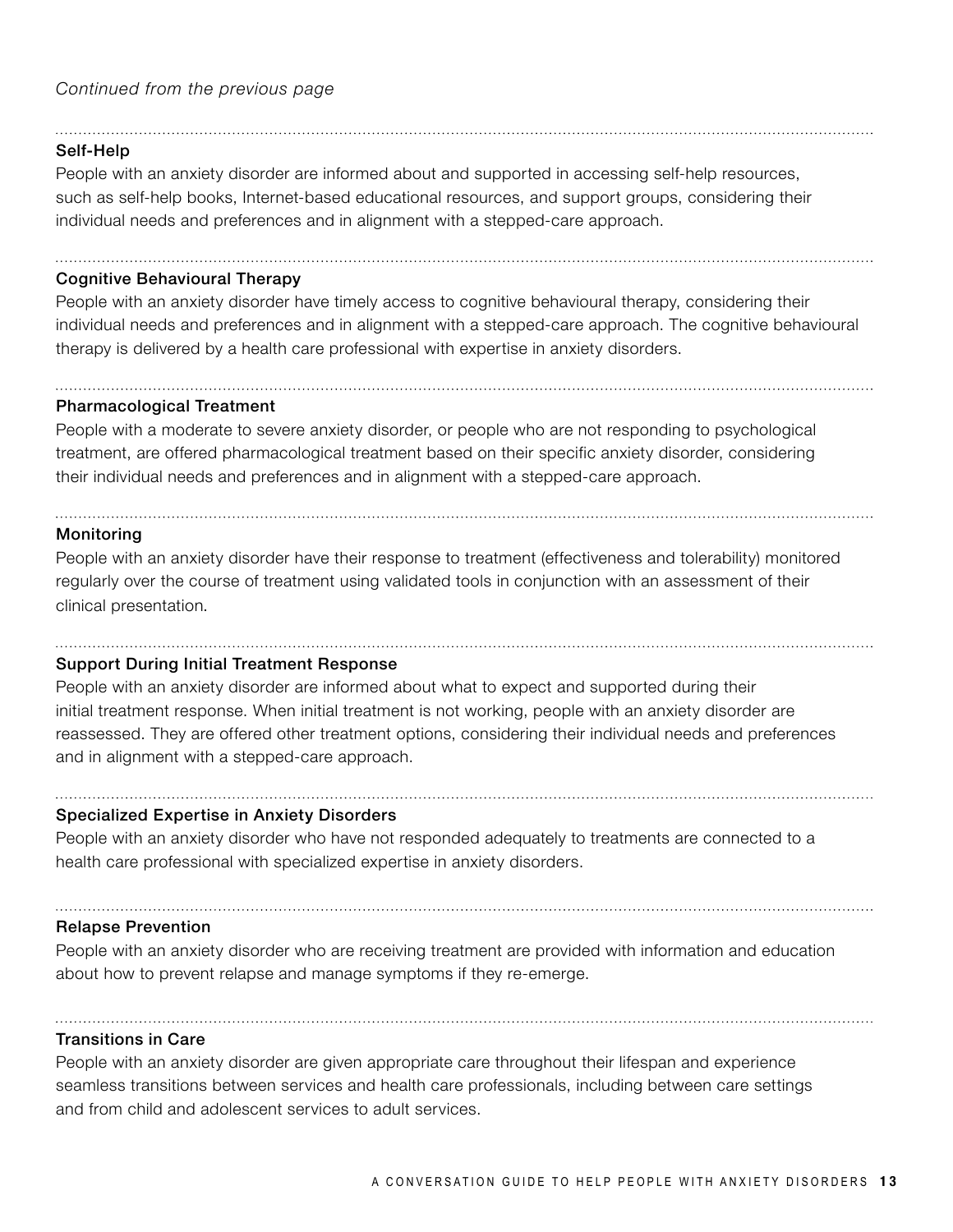*Continued from the previous page*

### Self-Help

People with an anxiety disorder are informed about and supported in accessing self-help resources, such as self-help books, Internet-based educational resources, and support groups, considering their individual needs and preferences and in alignment with a stepped-care approach.

### Cognitive Behavioural Therapy

People with an anxiety disorder have timely access to cognitive behavioural therapy, considering their individual needs and preferences and in alignment with a stepped-care approach. The cognitive behavioural therapy is delivered by a health care professional with expertise in anxiety disorders.

### Pharmacological Treatment

People with a moderate to severe anxiety disorder, or people who are not responding to psychological treatment, are offered pharmacological treatment based on their specific anxiety disorder, considering their individual needs and preferences and in alignment with a stepped-care approach.

### Monitoring

People with an anxiety disorder have their response to treatment (effectiveness and tolerability) monitored regularly over the course of treatment using validated tools in conjunction with an assessment of their clinical presentation.

### Support During Initial Treatment Response

People with an anxiety disorder are informed about what to expect and supported during their initial treatment response. When initial treatment is not working, people with an anxiety disorder are reassessed. They are offered other treatment options, considering their individual needs and preferences and in alignment with a stepped-care approach.

### Specialized Expertise in Anxiety Disorders

People with an anxiety disorder who have not responded adequately to treatments are connected to a health care professional with specialized expertise in anxiety disorders.

### Relapse Prevention

People with an anxiety disorder who are receiving treatment are provided with information and education about how to prevent relapse and manage symptoms if they re-emerge.

### Transitions in Care

People with an anxiety disorder are given appropriate care throughout their lifespan and experience seamless transitions between services and health care professionals, including between care settings and from child and adolescent services to adult services.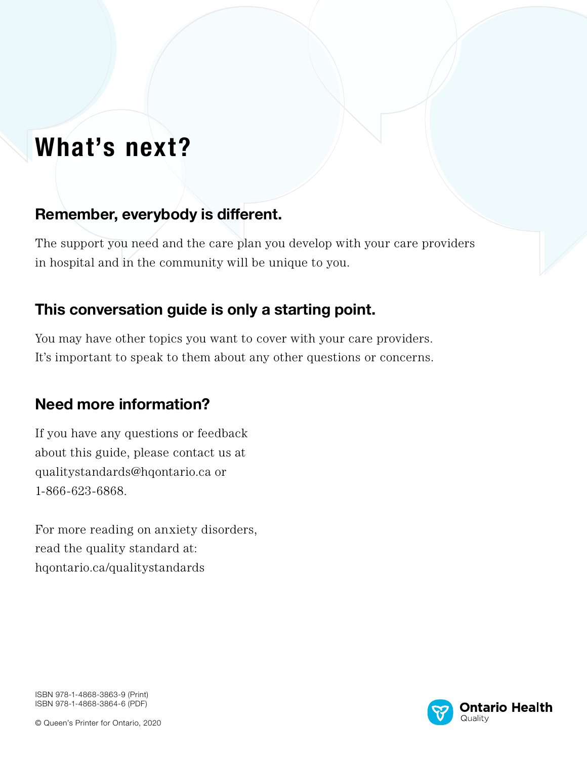# What's next?

## Remember, everybody is different.

The support you need and the care plan you develop with your care providers in hospital and in the community will be unique to you.

## This conversation guide is only a starting point.

You may have other topics you want to cover with your care providers. It's important to speak to them about any other questions or concerns.

## Need more information?

If you have any questions or feedback about this guide, please contact us at qualitystandards@hqontario.ca or 1-866-623-6868.

For more reading on anxiety disorders, read the quality standard at: hqontario.ca/qualitystandards

ISBN 978-1-4868-3863-9 (Print)
ISBN 978-1-4868-3864-6 (PDF)

© Queen's Printer for Ontario, 2020

Ontario Health
Quality